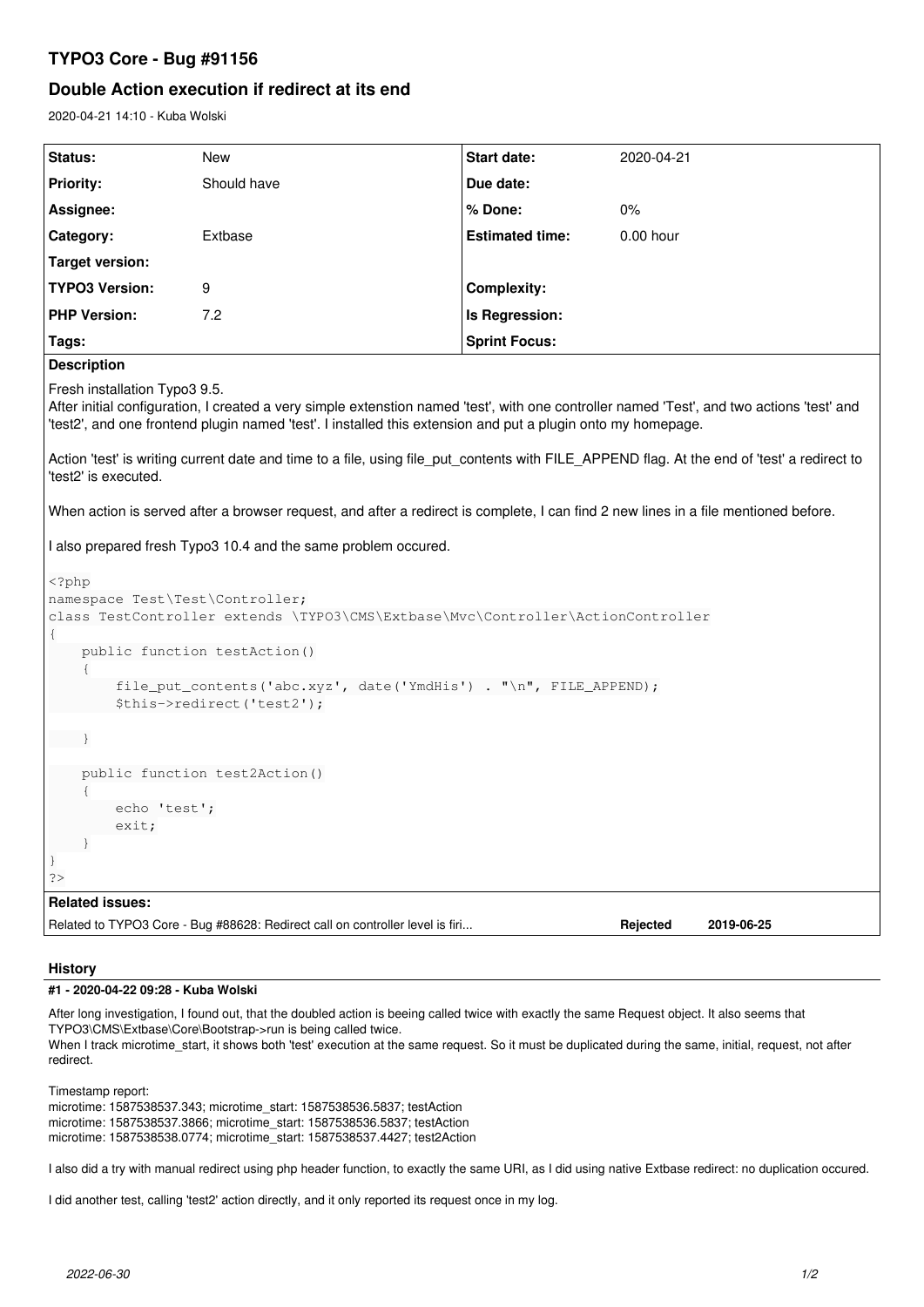# TYPO3 Core - Bug #91156

## Double Action execution if redirect at its end

2020-04-21 14:10 - Kuba Wolski

| Status: | New | Start date: | 2020-04-21 |
|---|---|---|---|
| Priority: | Should have | Due date: | |
| Assignee: | | % Done: | 0% |
| Category: | Extbase | Estimated time: | 0.00 hour |
| Target version: | | | |
| TYPO3 Version: | 9 | Complexity: | |
| PHP Version: | 7.2 | Is Regression: | |
| Tags: | | Sprint Focus: | |

**Description**

Fresh installation Typo3 9.5.
After initial configuration, I created a very simple extenstion named 'test', with one controller named 'Test', and two actions 'test' and 'test2', and one frontend plugin named 'test'. I installed this extension and put a plugin onto my homepage.

Action 'test' is writing current date and time to a file, using file_put_contents with FILE_APPEND flag. At the end of 'test' a redirect to 'test2' is executed.

When action is served after a browser request, and after a redirect is complete, I can find 2 new lines in a file mentioned before.

I also prepared fresh Typo3 10.4 and the same problem occured.

```
<?php
namespace Test\Test\Controller;
class TestController extends \TYPO3\CMS\Extbase\Mvc\Controller\ActionController
{
    public function testAction()
    {
        file_put_contents('abc.xyz', date('YmdHis') . "\n", FILE_APPEND);
        $this->redirect('test2');

    }

    public function test2Action()
    {
        echo 'test';
        exit;
    }
}
?>
```

**Related issues:**

| | | |
|---|---|---|
| Related to TYPO3 Core - Bug #88628: Redirect call on controller level is firi... | Rejected | 2019-06-25 |

## History

### #1 - 2020-04-22 09:28 - Kuba Wolski

After long investigation, I found out, that the doubled action is beeing called twice with exactly the same Request object. It also seems that TYPO3\CMS\Extbase\Core\Bootstrap->run is being called twice.
When I track microtime_start, it shows both 'test' execution at the same request. So it must be duplicated during the same, initial, request, not after redirect.

Timestamp report:
microtime: 1587538537.343; microtime_start: 1587538536.5837; testAction
microtime: 1587538537.3866; microtime_start: 1587538536.5837; testAction
microtime: 1587538538.0774; microtime_start: 1587538537.4427; test2Action

I also did a try with manual redirect using php header function, to exactly the same URI, as I did using native Extbase redirect: no duplication occured.

I did another test, calling 'test2' action directly, and it only reported its request once in my log.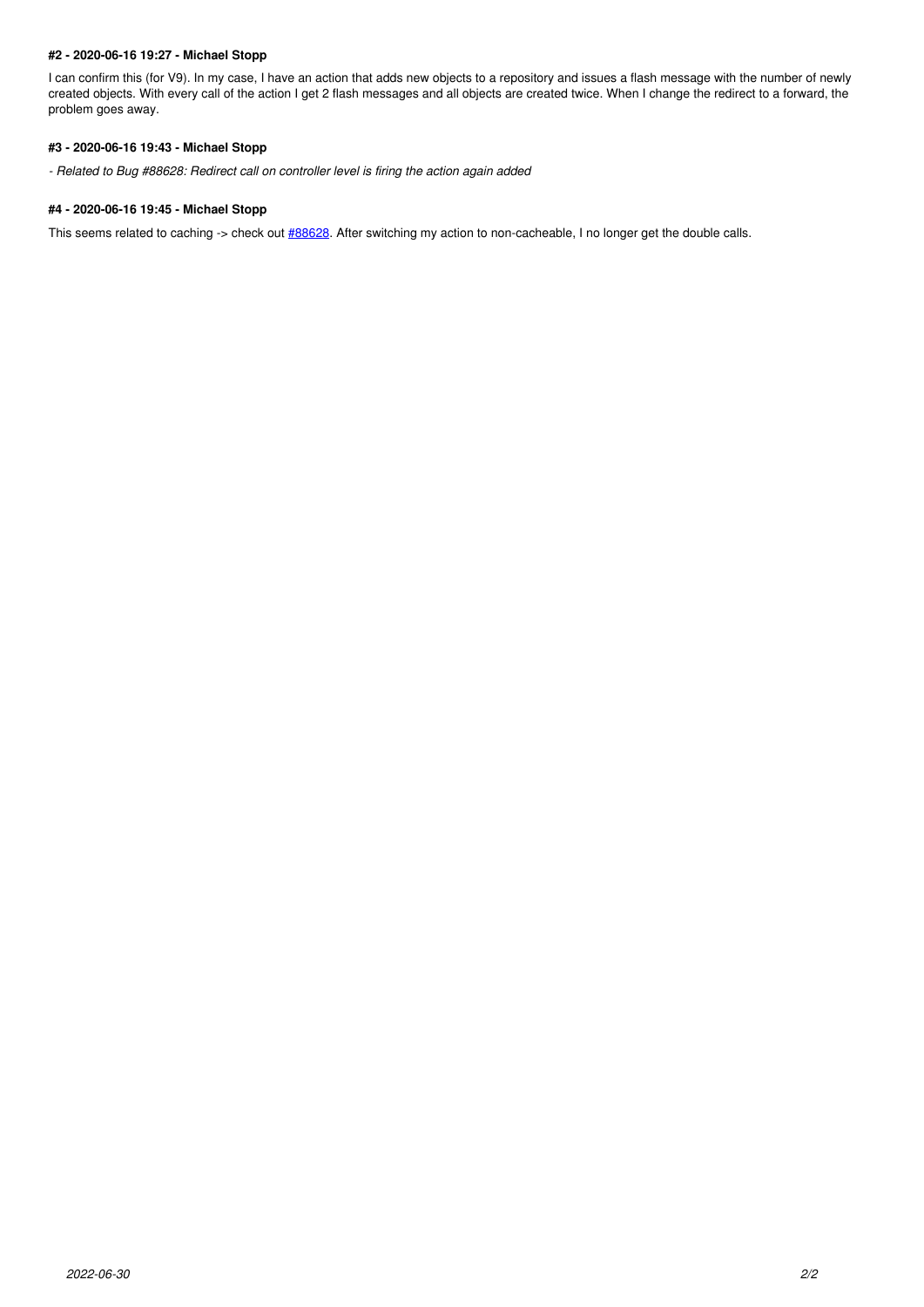#### #2 - 2020-06-16 19:27 - Michael Stopp

I can confirm this (for V9). In my case, I have an action that adds new objects to a repository and issues a flash message with the number of newly created objects. With every call of the action I get 2 flash messages and all objects are created twice. When I change the redirect to a forward, the problem goes away.

#### #3 - 2020-06-16 19:43 - Michael Stopp

*- Related to Bug #88628: Redirect call on controller level is firing the action again added*

#### #4 - 2020-06-16 19:45 - Michael Stopp

This seems related to caching -> check out #88628. After switching my action to non-cacheable, I no longer get the double calls.